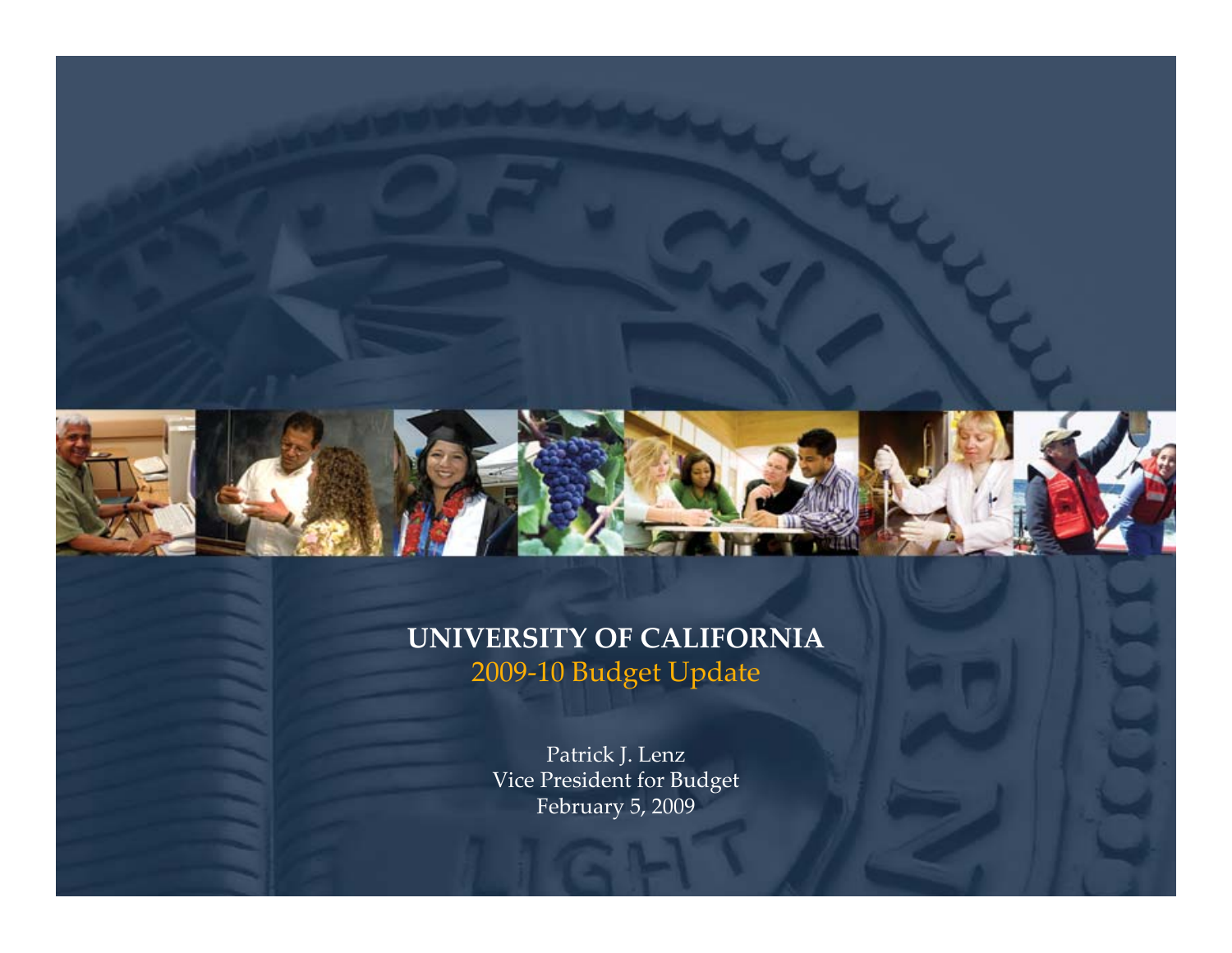# UNIVERSITY OF CALIFORNIA

## 2009-10 Budget Update

Patrick J. Lenz
Vice President for Budget
February 5, 2009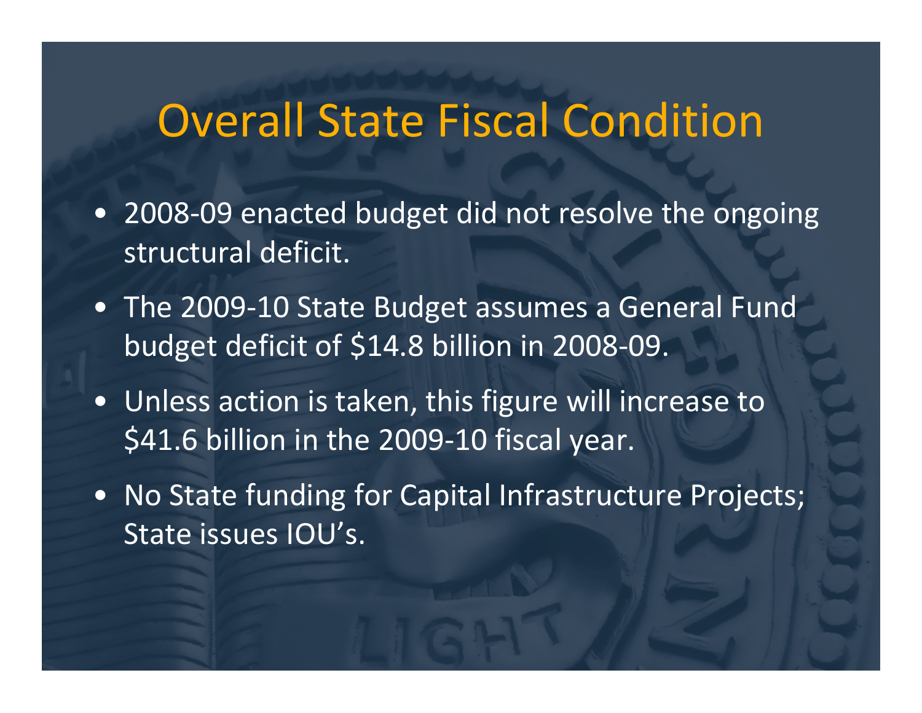# Overall State Fiscal Condition

- 2008-09 enacted budget did not resolve the ongoing structural deficit.
- The 2009-10 State Budget assumes a General Fund budget deficit of $14.8 billion in 2008-09.
- Unless action is taken, this figure will increase to $41.6 billion in the 2009-10 fiscal year.
- No State funding for Capital Infrastructure Projects; State issues IOU's.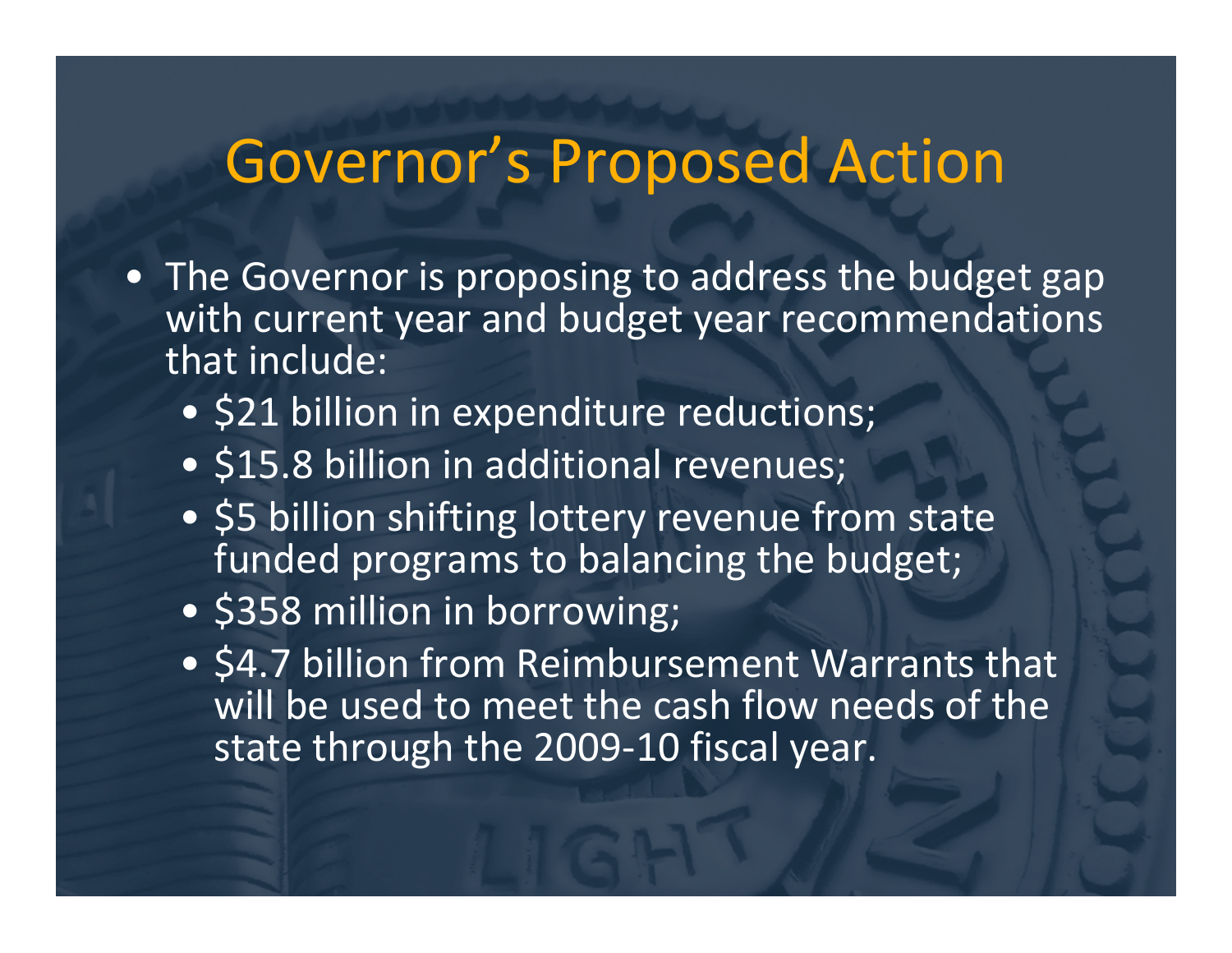# Governor's Proposed Action

- The Governor is proposing to address the budget gap with current year and budget year recommendations that include:
  - $21 billion in expenditure reductions;
  - $15.8 billion in additional revenues;
  - $5 billion shifting lottery revenue from state funded programs to balancing the budget;
  - $358 million in borrowing;
  - $4.7 billion from Reimbursement Warrants that will be used to meet the cash flow needs of the state through the 2009-10 fiscal year.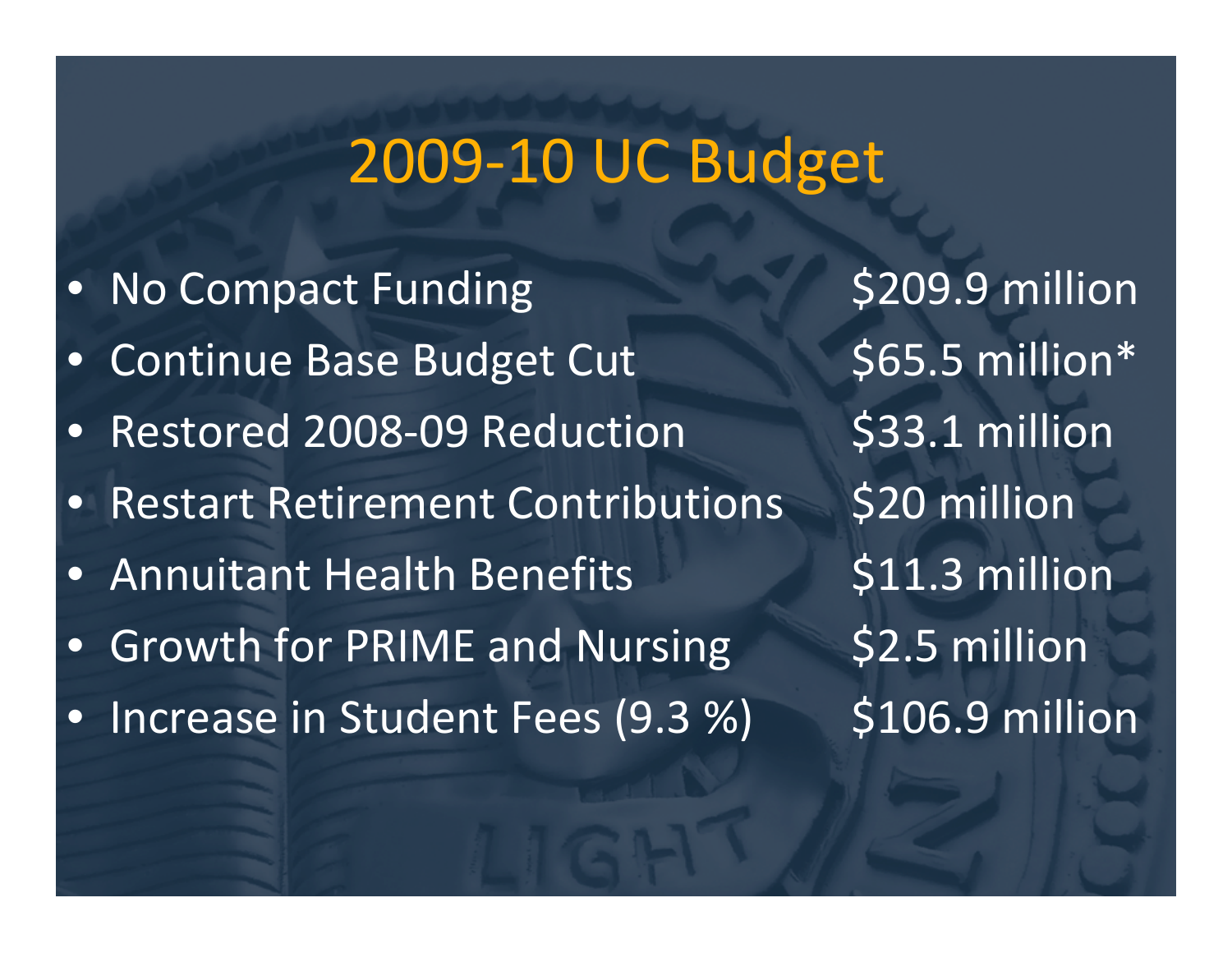# 2009-10 UC Budget

- No Compact Funding $209.9 million
- Continue Base Budget Cut $65.5 million*
- Restored 2008-09 Reduction $33.1 million
- Restart Retirement Contributions $20 million
- Annuitant Health Benefits $11.3 million
- Growth for PRIME and Nursing $2.5 million
- Increase in Student Fees (9.3 %) $106.9 million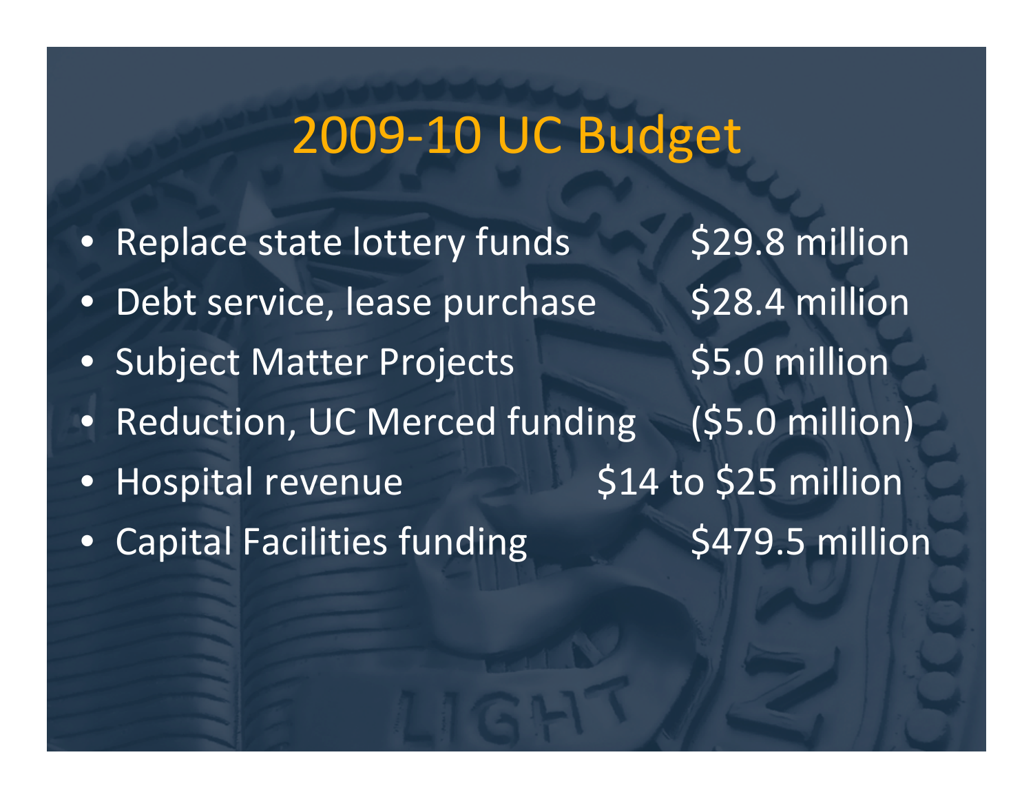# 2009-10 UC Budget

| Item | Amount |
| --- | --- |
| Replace state lottery funds | $29.8 million |
| Debt service, lease purchase | $28.4 million |
| Subject Matter Projects | $5.0 million |
| Reduction, UC Merced funding | ($5.0 million) |
| Hospital revenue | $14 to $25 million |
| Capital Facilities funding | $479.5 million |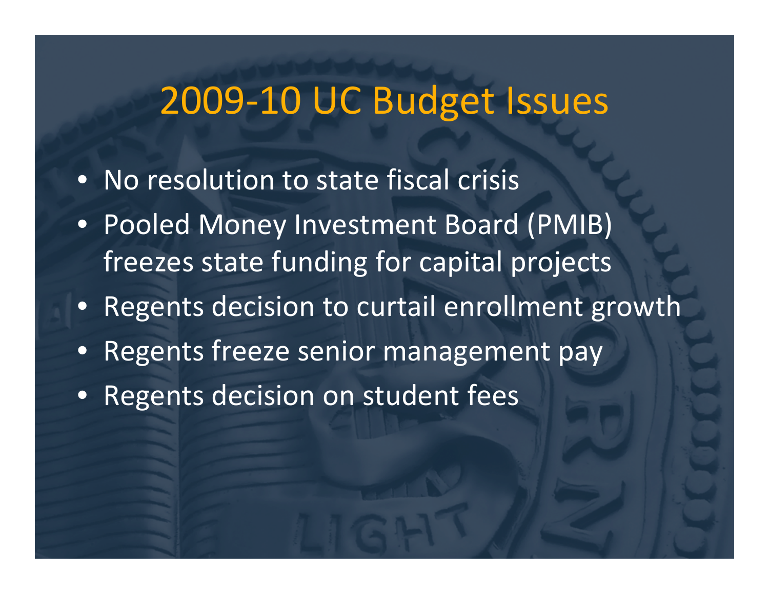# 2009-10 UC Budget Issues

- No resolution to state fiscal crisis
- Pooled Money Investment Board (PMIB) freezes state funding for capital projects
- Regents decision to curtail enrollment growth
- Regents freeze senior management pay
- Regents decision on student fees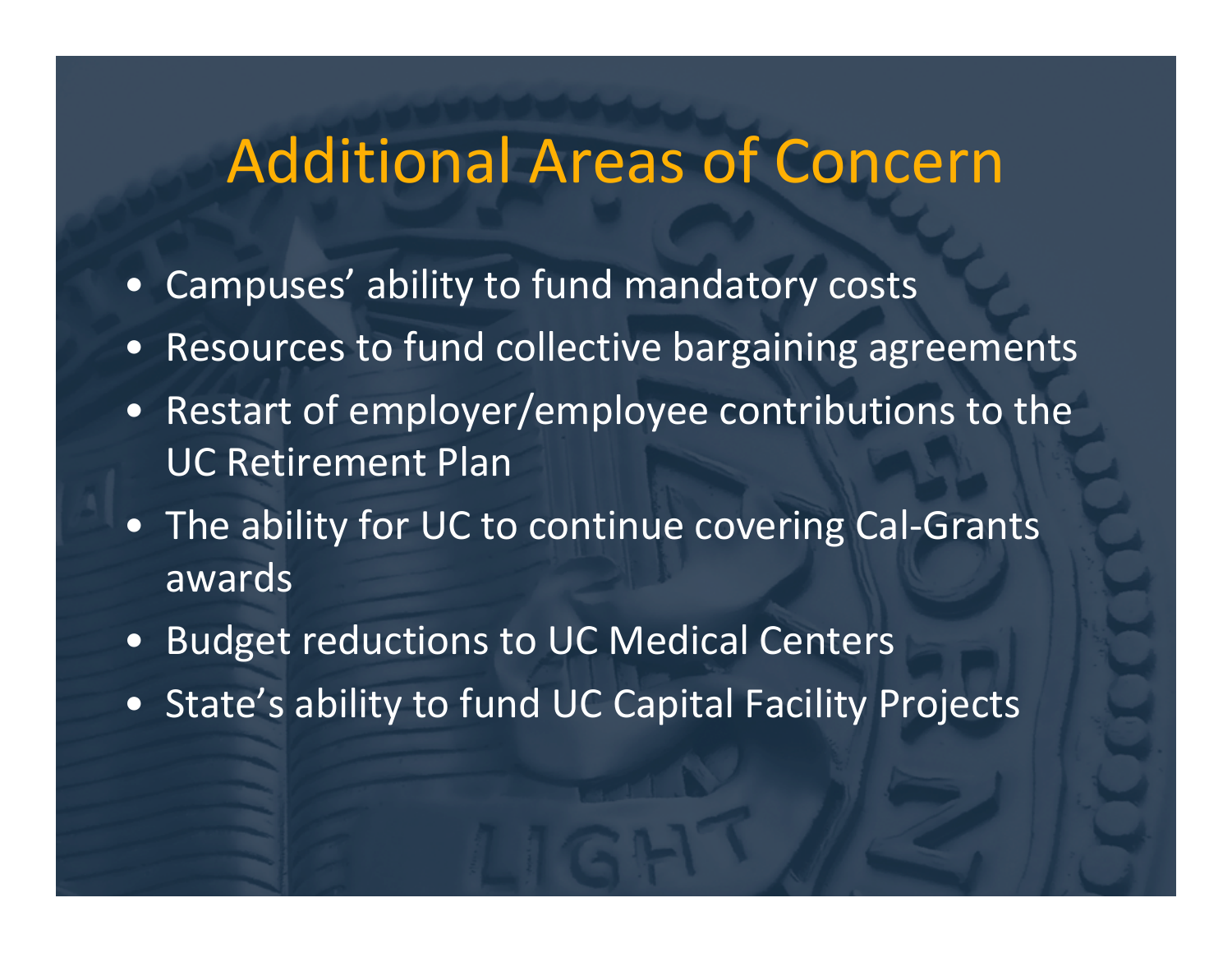# Additional Areas of Concern

- Campuses' ability to fund mandatory costs
- Resources to fund collective bargaining agreements
- Restart of employer/employee contributions to the UC Retirement Plan
- The ability for UC to continue covering Cal-Grants awards
- Budget reductions to UC Medical Centers
- State's ability to fund UC Capital Facility Projects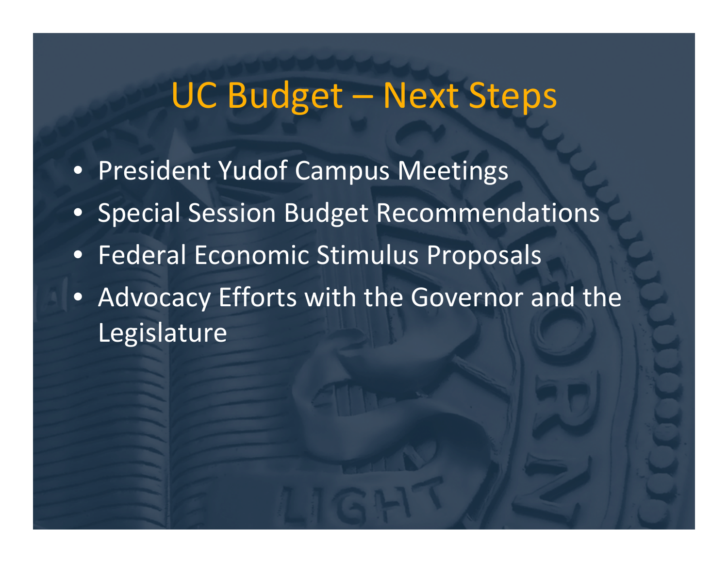# UC Budget – Next Steps

- President Yudof Campus Meetings
- Special Session Budget Recommendations
- Federal Economic Stimulus Proposals
- Advocacy Efforts with the Governor and the Legislature